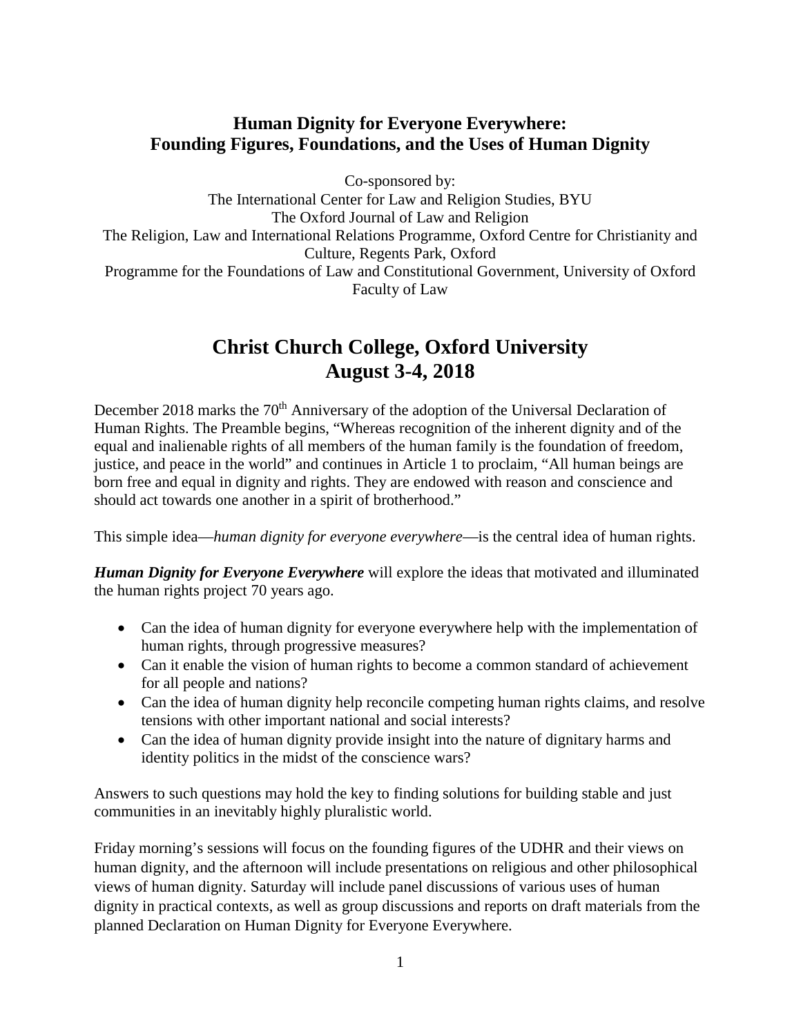# Human Dignity for Everyone Everywhere: Founding Figures, Foundations, and the Uses of Human Dignity

Co-sponsored by:
The International Center for Law and Religion Studies, BYU
The Oxford Journal of Law and Religion
The Religion, Law and International Relations Programme, Oxford Centre for Christianity and Culture, Regents Park, Oxford
Programme for the Foundations of Law and Constitutional Government, University of Oxford Faculty of Law

## Christ Church College, Oxford University
## August 3-4, 2018

December 2018 marks the 70th Anniversary of the adoption of the Universal Declaration of Human Rights. The Preamble begins, "Whereas recognition of the inherent dignity and of the equal and inalienable rights of all members of the human family is the foundation of freedom, justice, and peace in the world" and continues in Article 1 to proclaim, "All human beings are born free and equal in dignity and rights. They are endowed with reason and conscience and should act towards one another in a spirit of brotherhood."

This simple idea—*human dignity for everyone everywhere*—is the central idea of human rights.

***Human Dignity for Everyone Everywhere*** will explore the ideas that motivated and illuminated the human rights project 70 years ago.

- Can the idea of human dignity for everyone everywhere help with the implementation of human rights, through progressive measures?
- Can it enable the vision of human rights to become a common standard of achievement for all people and nations?
- Can the idea of human dignity help reconcile competing human rights claims, and resolve tensions with other important national and social interests?
- Can the idea of human dignity provide insight into the nature of dignitary harms and identity politics in the midst of the conscience wars?

Answers to such questions may hold the key to finding solutions for building stable and just communities in an inevitably highly pluralistic world.

Friday morning's sessions will focus on the founding figures of the UDHR and their views on human dignity, and the afternoon will include presentations on religious and other philosophical views of human dignity. Saturday will include panel discussions of various uses of human dignity in practical contexts, as well as group discussions and reports on draft materials from the planned Declaration on Human Dignity for Everyone Everywhere.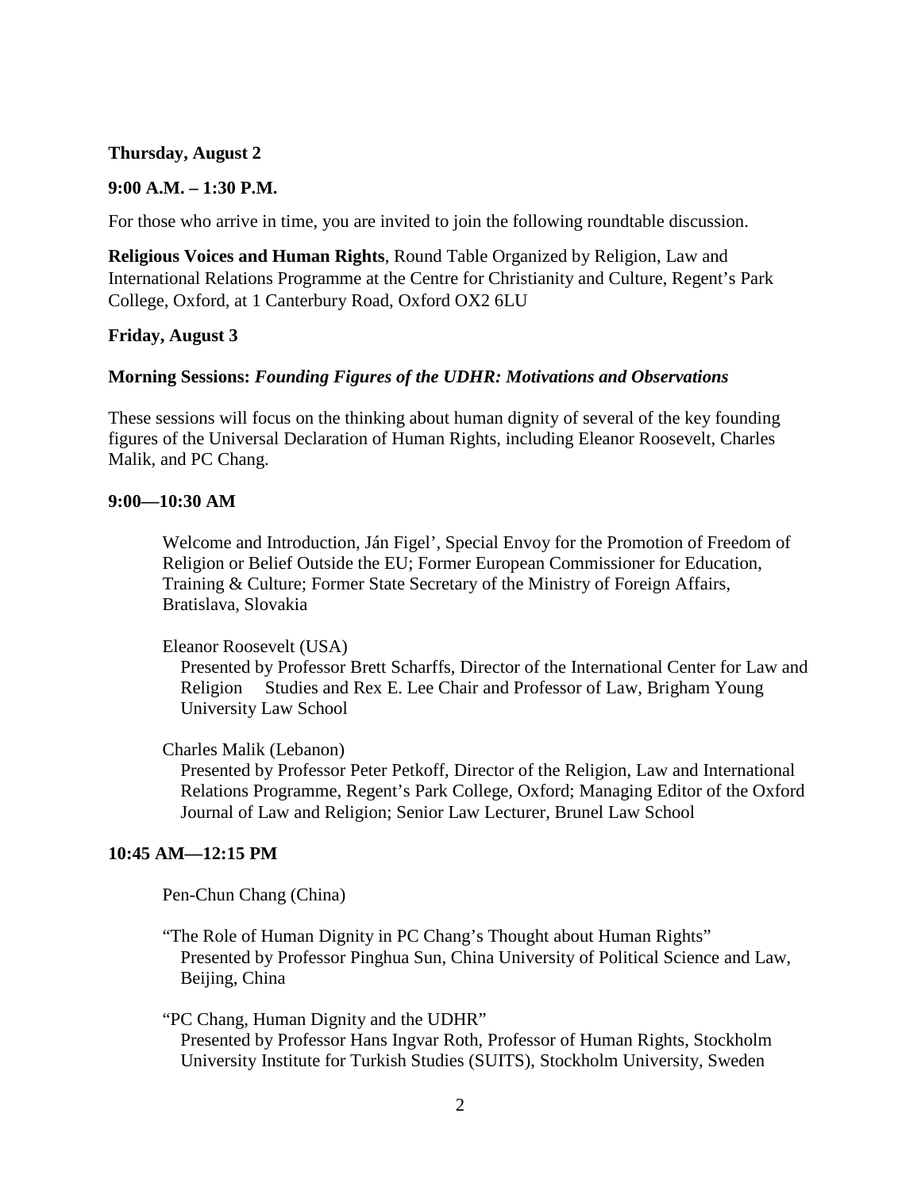**Thursday, August 2**

**9:00 A.M. – 1:30 P.M.**

For those who arrive in time, you are invited to join the following roundtable discussion.

**Religious Voices and Human Rights**, Round Table Organized by Religion, Law and International Relations Programme at the Centre for Christianity and Culture, Regent's Park College, Oxford, at 1 Canterbury Road, Oxford OX2 6LU

**Friday, August 3**

**Morning Sessions: *Founding Figures of the UDHR: Motivations and Observations***

These sessions will focus on the thinking about human dignity of several of the key founding figures of the Universal Declaration of Human Rights, including Eleanor Roosevelt, Charles Malik, and PC Chang.

**9:00—10:30 AM**

Welcome and Introduction, Ján Figel', Special Envoy for the Promotion of Freedom of Religion or Belief Outside the EU; Former European Commissioner for Education, Training & Culture; Former State Secretary of the Ministry of Foreign Affairs, Bratislava, Slovakia

Eleanor Roosevelt (USA)
Presented by Professor Brett Scharffs, Director of the International Center for Law and Religion Studies and Rex E. Lee Chair and Professor of Law, Brigham Young University Law School

Charles Malik (Lebanon)
Presented by Professor Peter Petkoff, Director of the Religion, Law and International Relations Programme, Regent's Park College, Oxford; Managing Editor of the Oxford Journal of Law and Religion; Senior Law Lecturer, Brunel Law School

**10:45 AM—12:15 PM**

Pen-Chun Chang (China)

"The Role of Human Dignity in PC Chang's Thought about Human Rights"
Presented by Professor Pinghua Sun, China University of Political Science and Law, Beijing, China

"PC Chang, Human Dignity and the UDHR"
Presented by Professor Hans Ingvar Roth, Professor of Human Rights, Stockholm University Institute for Turkish Studies (SUITS), Stockholm University, Sweden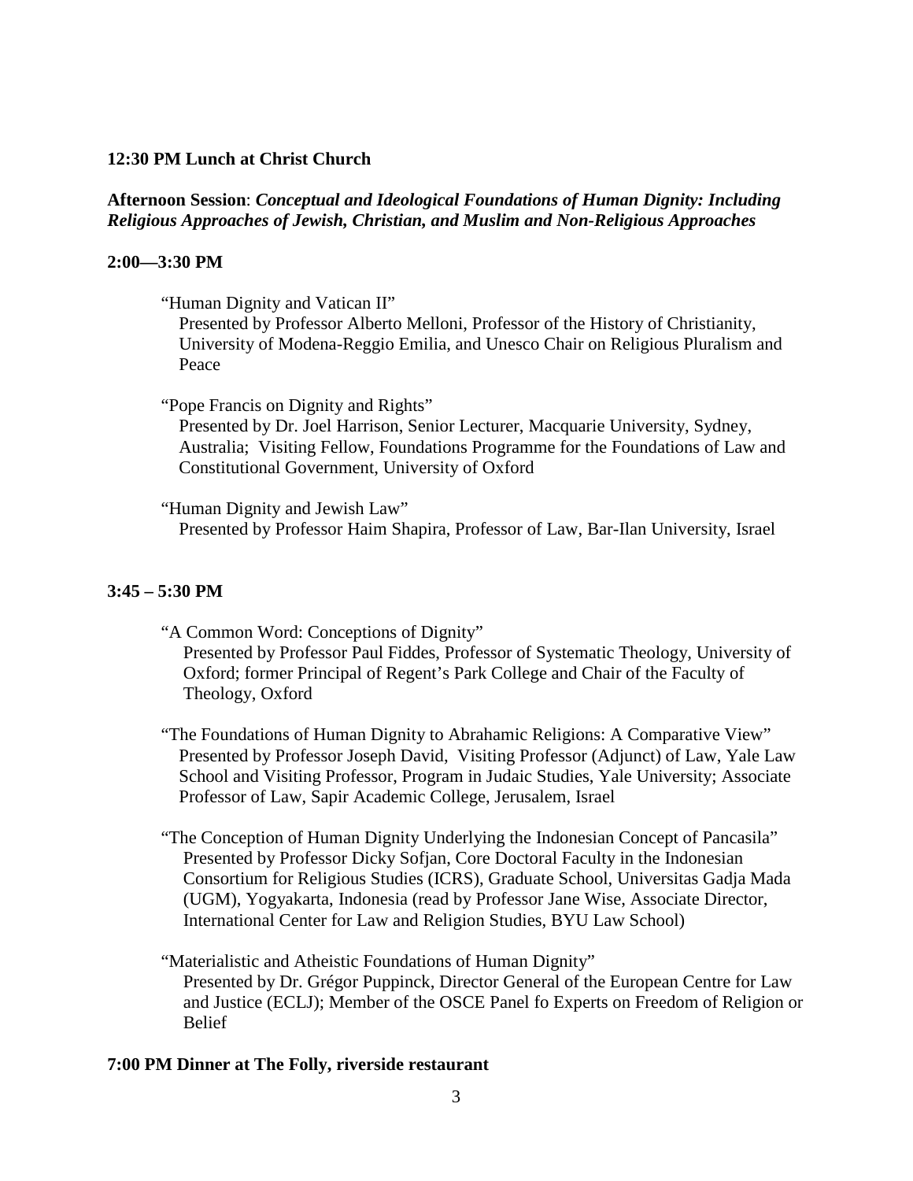**12:30 PM Lunch at Christ Church**

**Afternoon Session**: ***Conceptual and Ideological Foundations of Human Dignity: Including Religious Approaches of Jewish, Christian, and Muslim and Non-Religious Approaches***

**2:00—3:30 PM**

“Human Dignity and Vatican II”
Presented by Professor Alberto Melloni, Professor of the History of Christianity, University of Modena-Reggio Emilia, and Unesco Chair on Religious Pluralism and Peace

“Pope Francis on Dignity and Rights”
Presented by Dr. Joel Harrison, Senior Lecturer, Macquarie University, Sydney, Australia; Visiting Fellow, Foundations Programme for the Foundations of Law and Constitutional Government, University of Oxford

“Human Dignity and Jewish Law”
Presented by Professor Haim Shapira, Professor of Law, Bar-Ilan University, Israel

**3:45 – 5:30 PM**

“A Common Word: Conceptions of Dignity”
Presented by Professor Paul Fiddes, Professor of Systematic Theology, University of Oxford; former Principal of Regent’s Park College and Chair of the Faculty of Theology, Oxford

“The Foundations of Human Dignity to Abrahamic Religions: A Comparative View”
Presented by Professor Joseph David, Visiting Professor (Adjunct) of Law, Yale Law School and Visiting Professor, Program in Judaic Studies, Yale University; Associate Professor of Law, Sapir Academic College, Jerusalem, Israel

“The Conception of Human Dignity Underlying the Indonesian Concept of Pancasila”
Presented by Professor Dicky Sofjan, Core Doctoral Faculty in the Indonesian Consortium for Religious Studies (ICRS), Graduate School, Universitas Gadja Mada (UGM), Yogyakarta, Indonesia (read by Professor Jane Wise, Associate Director, International Center for Law and Religion Studies, BYU Law School)

“Materialistic and Atheistic Foundations of Human Dignity”
Presented by Dr. Grégor Puppinck, Director General of the European Centre for Law and Justice (ECLJ); Member of the OSCE Panel fo Experts on Freedom of Religion or Belief

**7:00 PM Dinner at The Folly, riverside restaurant**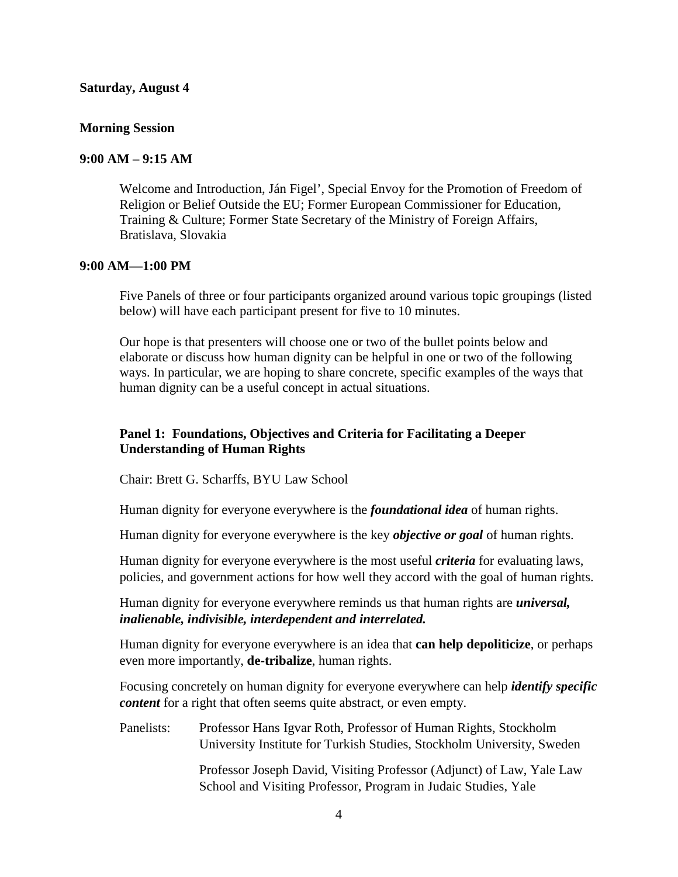**Saturday, August 4**

**Morning Session**

**9:00 AM – 9:15 AM**

Welcome and Introduction, Ján Figel', Special Envoy for the Promotion of Freedom of Religion or Belief Outside the EU; Former European Commissioner for Education, Training & Culture; Former State Secretary of the Ministry of Foreign Affairs, Bratislava, Slovakia

**9:00 AM—1:00 PM**

Five Panels of three or four participants organized around various topic groupings (listed below) will have each participant present for five to 10 minutes.

Our hope is that presenters will choose one or two of the bullet points below and elaborate or discuss how human dignity can be helpful in one or two of the following ways. In particular, we are hoping to share concrete, specific examples of the ways that human dignity can be a useful concept in actual situations.

**Panel 1: Foundations, Objectives and Criteria for Facilitating a Deeper Understanding of Human Rights**

Chair: Brett G. Scharffs, BYU Law School

Human dignity for everyone everywhere is the ***foundational idea*** of human rights.

Human dignity for everyone everywhere is the key ***objective or goal*** of human rights.

Human dignity for everyone everywhere is the most useful ***criteria*** for evaluating laws, policies, and government actions for how well they accord with the goal of human rights.

Human dignity for everyone everywhere reminds us that human rights are ***universal, inalienable, indivisible, interdependent and interrelated.***

Human dignity for everyone everywhere is an idea that **can help depoliticize**, or perhaps even more importantly, **de-tribalize**, human rights.

Focusing concretely on human dignity for everyone everywhere can help ***identify specific content*** for a right that often seems quite abstract, or even empty.

Panelists: Professor Hans Igvar Roth, Professor of Human Rights, Stockholm University Institute for Turkish Studies, Stockholm University, Sweden

Professor Joseph David, Visiting Professor (Adjunct) of Law, Yale Law School and Visiting Professor, Program in Judaic Studies, Yale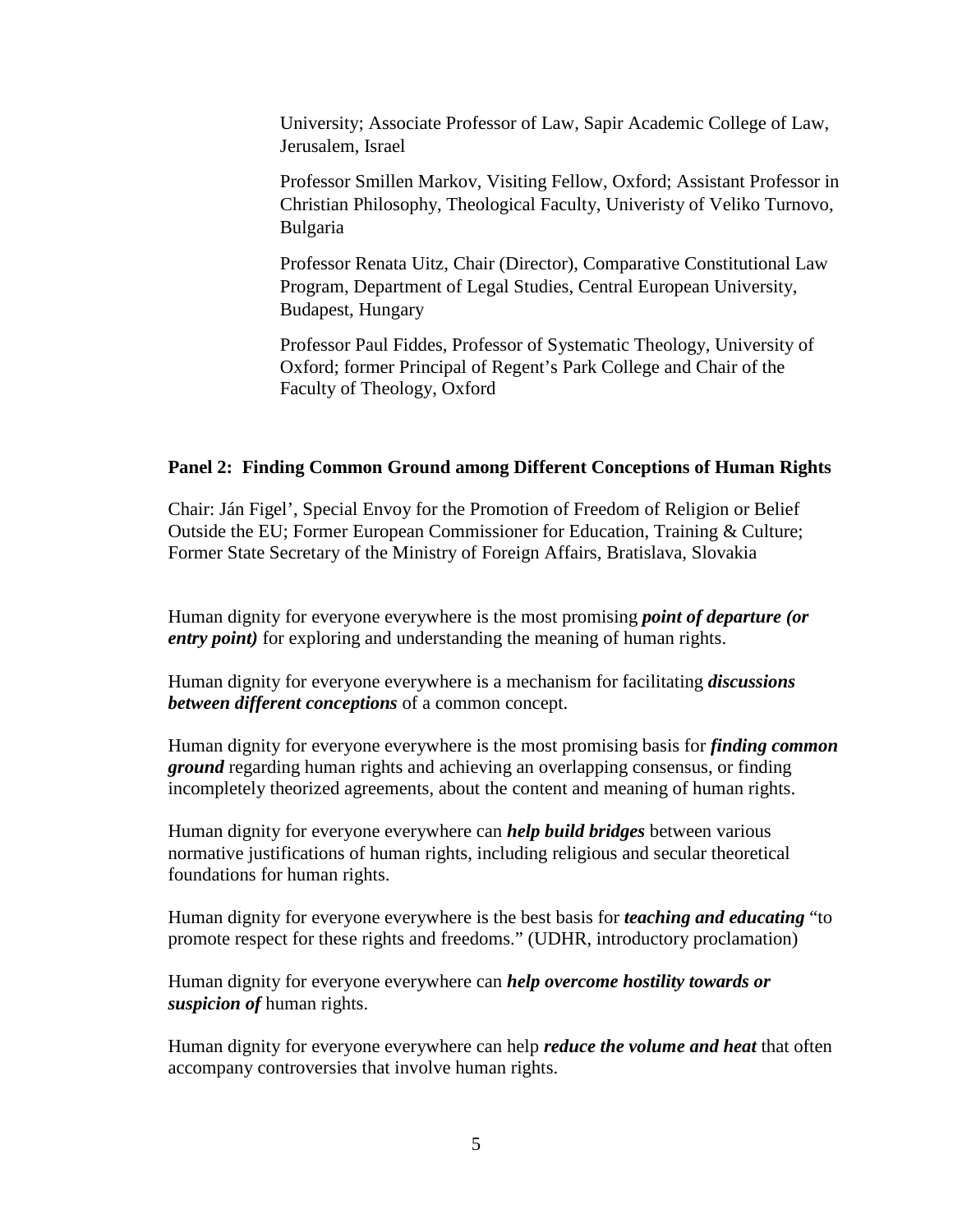University; Associate Professor of Law, Sapir Academic College of Law, Jerusalem, Israel

Professor Smillen Markov, Visiting Fellow, Oxford; Assistant Professor in Christian Philosophy, Theological Faculty, Univeristy of Veliko Turnovo, Bulgaria

Professor Renata Uitz, Chair (Director), Comparative Constitutional Law Program, Department of Legal Studies, Central European University, Budapest, Hungary

Professor Paul Fiddes, Professor of Systematic Theology, University of Oxford; former Principal of Regent's Park College and Chair of the Faculty of Theology, Oxford

**Panel 2: Finding Common Ground among Different Conceptions of Human Rights**

Chair: Ján Figel', Special Envoy for the Promotion of Freedom of Religion or Belief Outside the EU; Former European Commissioner for Education, Training & Culture; Former State Secretary of the Ministry of Foreign Affairs, Bratislava, Slovakia

Human dignity for everyone everywhere is the most promising ***point of departure (or entry point)*** for exploring and understanding the meaning of human rights.

Human dignity for everyone everywhere is a mechanism for facilitating ***discussions between different conceptions*** of a common concept.

Human dignity for everyone everywhere is the most promising basis for ***finding common ground*** regarding human rights and achieving an overlapping consensus, or finding incompletely theorized agreements, about the content and meaning of human rights.

Human dignity for everyone everywhere can ***help build bridges*** between various normative justifications of human rights, including religious and secular theoretical foundations for human rights.

Human dignity for everyone everywhere is the best basis for ***teaching and educating*** "to promote respect for these rights and freedoms." (UDHR, introductory proclamation)

Human dignity for everyone everywhere can ***help overcome hostility towards or suspicion of*** human rights.

Human dignity for everyone everywhere can help ***reduce the volume and heat*** that often accompany controversies that involve human rights.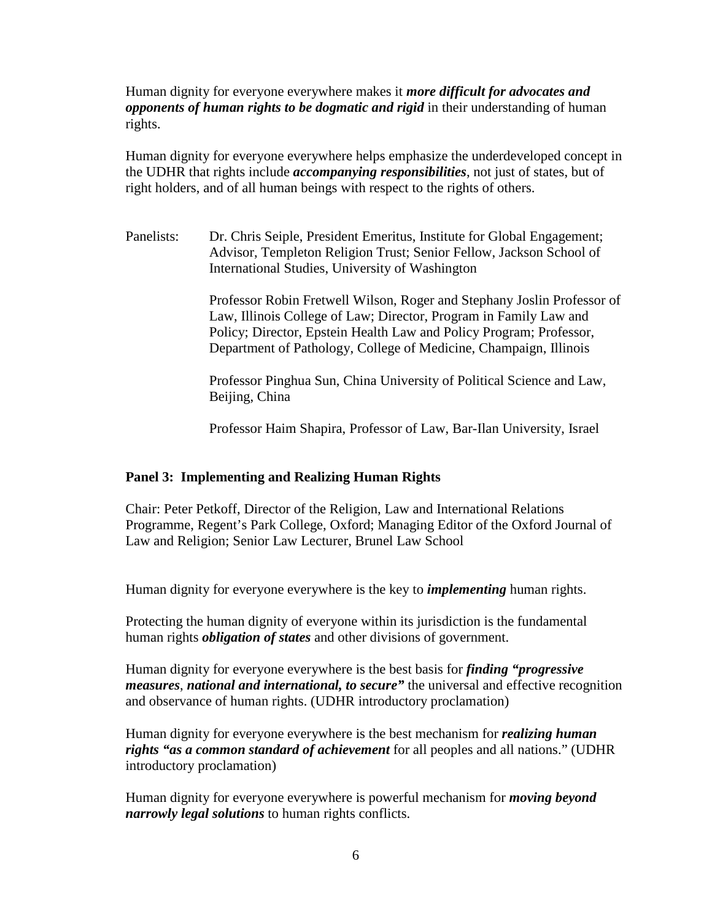Human dignity for everyone everywhere makes it ***more difficult for advocates and opponents of human rights to be dogmatic and rigid*** in their understanding of human rights.

Human dignity for everyone everywhere helps emphasize the underdeveloped concept in the UDHR that rights include ***accompanying responsibilities***, not just of states, but of right holders, and of all human beings with respect to the rights of others.

Panelists: Dr. Chris Seiple, President Emeritus, Institute for Global Engagement; Advisor, Templeton Religion Trust; Senior Fellow, Jackson School of International Studies, University of Washington

Professor Robin Fretwell Wilson, Roger and Stephany Joslin Professor of Law, Illinois College of Law; Director, Program in Family Law and Policy; Director, Epstein Health Law and Policy Program; Professor, Department of Pathology, College of Medicine, Champaign, Illinois

Professor Pinghua Sun, China University of Political Science and Law, Beijing, China

Professor Haim Shapira, Professor of Law, Bar-Ilan University, Israel

**Panel 3: Implementing and Realizing Human Rights**

Chair: Peter Petkoff, Director of the Religion, Law and International Relations Programme, Regent's Park College, Oxford; Managing Editor of the Oxford Journal of Law and Religion; Senior Law Lecturer, Brunel Law School

Human dignity for everyone everywhere is the key to ***implementing*** human rights.

Protecting the human dignity of everyone within its jurisdiction is the fundamental human rights ***obligation of states*** and other divisions of government.

Human dignity for everyone everywhere is the best basis for ***finding "progressive measures***, ***national and international, to secure"*** the universal and effective recognition and observance of human rights. (UDHR introductory proclamation)

Human dignity for everyone everywhere is the best mechanism for ***realizing human rights "as a common standard of achievement*** for all peoples and all nations." (UDHR introductory proclamation)

Human dignity for everyone everywhere is powerful mechanism for ***moving beyond narrowly legal solutions*** to human rights conflicts.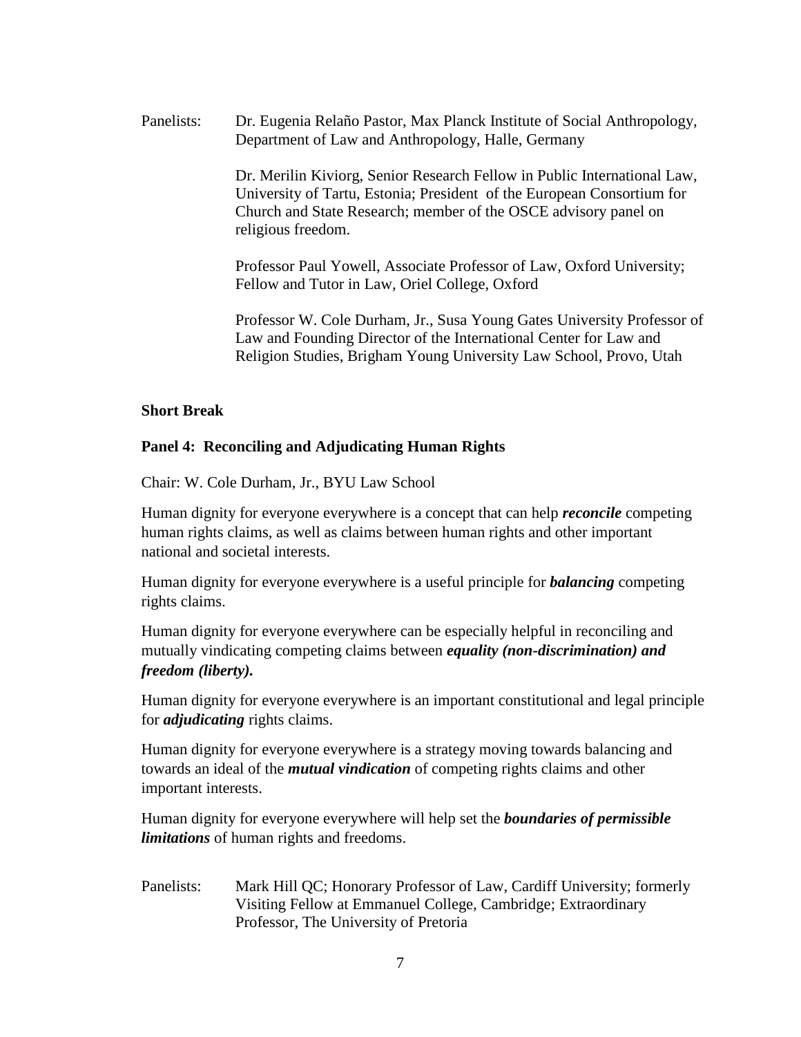Panelists: Dr. Eugenia Relaño Pastor, Max Planck Institute of Social Anthropology, Department of Law and Anthropology, Halle, Germany

Dr. Merilin Kiviorg, Senior Research Fellow in Public International Law, University of Tartu, Estonia; President of the European Consortium for Church and State Research; member of the OSCE advisory panel on religious freedom.

Professor Paul Yowell, Associate Professor of Law, Oxford University; Fellow and Tutor in Law, Oriel College, Oxford

Professor W. Cole Durham, Jr., Susa Young Gates University Professor of Law and Founding Director of the International Center for Law and Religion Studies, Brigham Young University Law School, Provo, Utah

**Short Break**

**Panel 4: Reconciling and Adjudicating Human Rights**

Chair: W. Cole Durham, Jr., BYU Law School

Human dignity for everyone everywhere is a concept that can help ***reconcile*** competing human rights claims, as well as claims between human rights and other important national and societal interests.

Human dignity for everyone everywhere is a useful principle for ***balancing*** competing rights claims.

Human dignity for everyone everywhere can be especially helpful in reconciling and mutually vindicating competing claims between ***equality (non-discrimination) and freedom (liberty).***

Human dignity for everyone everywhere is an important constitutional and legal principle for ***adjudicating*** rights claims.

Human dignity for everyone everywhere is a strategy moving towards balancing and towards an ideal of the ***mutual vindication*** of competing rights claims and other important interests.

Human dignity for everyone everywhere will help set the ***boundaries of permissible limitations*** of human rights and freedoms.

Panelists: Mark Hill QC; Honorary Professor of Law, Cardiff University; formerly Visiting Fellow at Emmanuel College, Cambridge; Extraordinary Professor, The University of Pretoria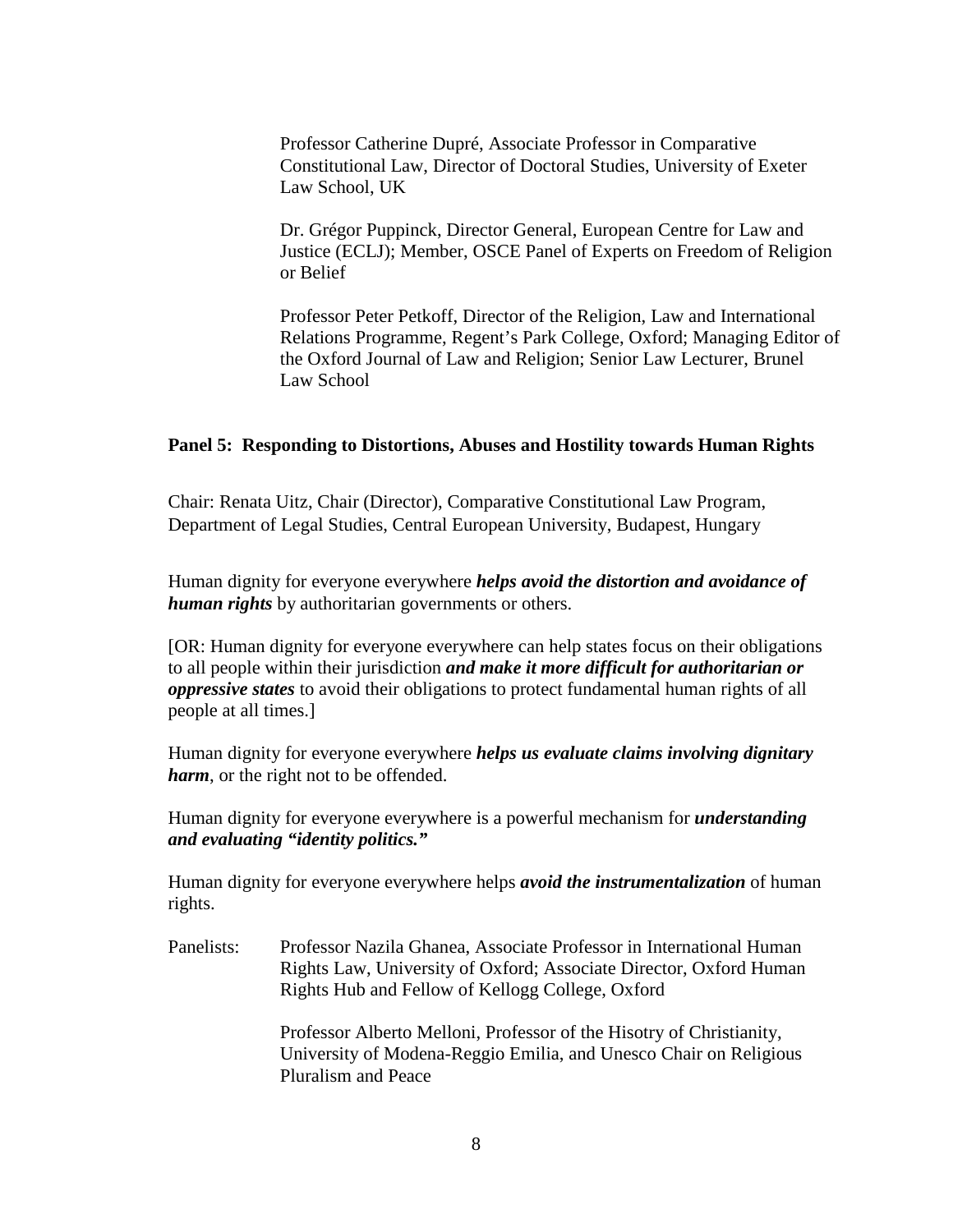Professor Catherine Dupré, Associate Professor in Comparative Constitutional Law, Director of Doctoral Studies, University of Exeter Law School, UK

Dr. Grégor Puppinck, Director General, European Centre for Law and Justice (ECLJ); Member, OSCE Panel of Experts on Freedom of Religion or Belief

Professor Peter Petkoff, Director of the Religion, Law and International Relations Programme, Regent's Park College, Oxford; Managing Editor of the Oxford Journal of Law and Religion; Senior Law Lecturer, Brunel Law School

**Panel 5: Responding to Distortions, Abuses and Hostility towards Human Rights**

Chair: Renata Uitz, Chair (Director), Comparative Constitutional Law Program, Department of Legal Studies, Central European University, Budapest, Hungary

Human dignity for everyone everywhere ***helps avoid the distortion and avoidance of human rights*** by authoritarian governments or others.

[OR: Human dignity for everyone everywhere can help states focus on their obligations to all people within their jurisdiction ***and make it more difficult for authoritarian or oppressive states*** to avoid their obligations to protect fundamental human rights of all people at all times.]

Human dignity for everyone everywhere ***helps us evaluate claims involving dignitary harm***, or the right not to be offended.

Human dignity for everyone everywhere is a powerful mechanism for ***understanding and evaluating "identity politics."***

Human dignity for everyone everywhere helps ***avoid the instrumentalization*** of human rights.

Panelists: Professor Nazila Ghanea, Associate Professor in International Human Rights Law, University of Oxford; Associate Director, Oxford Human Rights Hub and Fellow of Kellogg College, Oxford

Professor Alberto Melloni, Professor of the Hisotry of Christianity, University of Modena-Reggio Emilia, and Unesco Chair on Religious Pluralism and Peace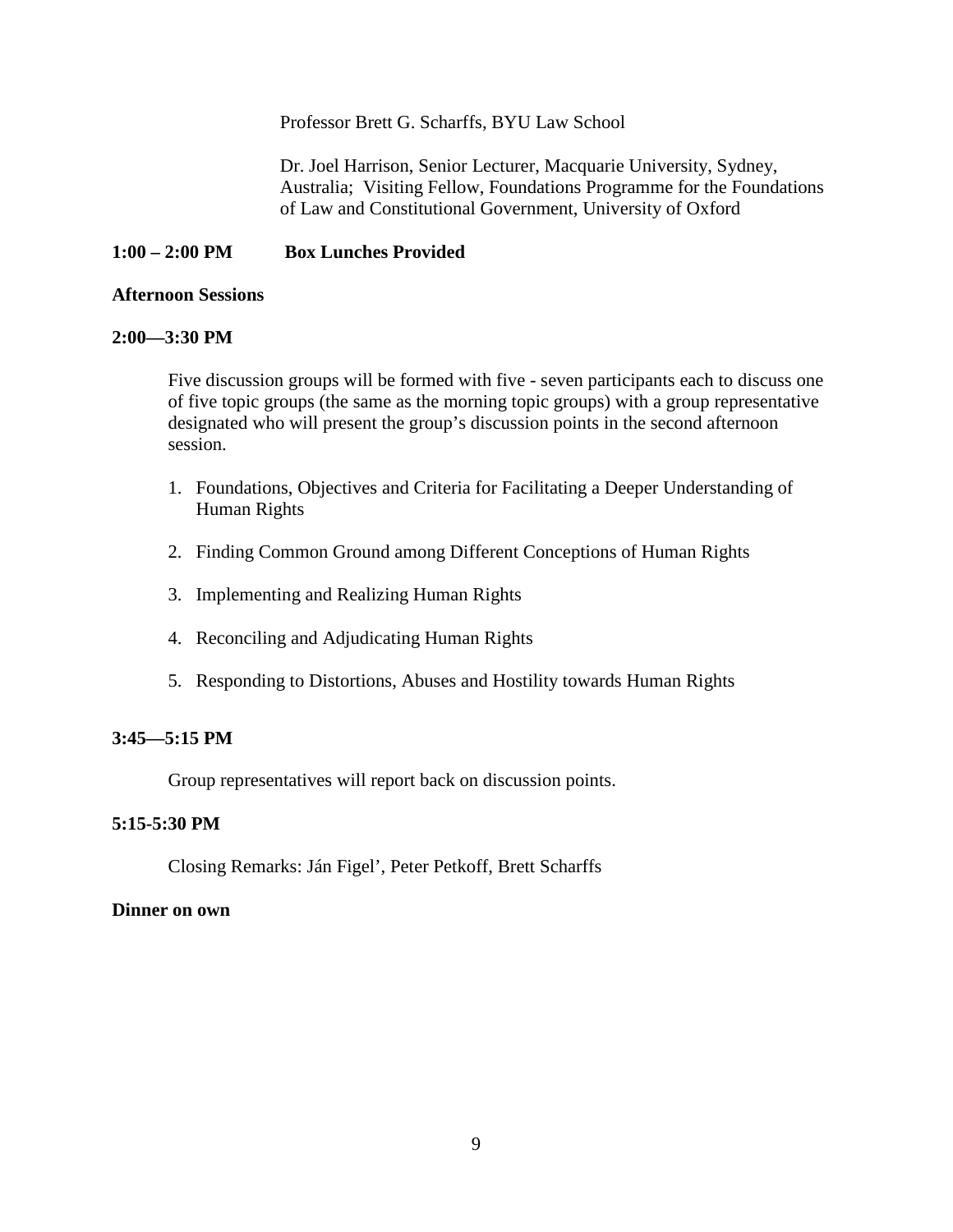Professor Brett G. Scharffs, BYU Law School

Dr. Joel Harrison, Senior Lecturer, Macquarie University, Sydney, Australia; Visiting Fellow, Foundations Programme for the Foundations of Law and Constitutional Government, University of Oxford

**1:00 – 2:00 PM Box Lunches Provided**

**Afternoon Sessions**

**2:00—3:30 PM**

Five discussion groups will be formed with five - seven participants each to discuss one of five topic groups (the same as the morning topic groups) with a group representative designated who will present the group's discussion points in the second afternoon session.

1. Foundations, Objectives and Criteria for Facilitating a Deeper Understanding of Human Rights
2. Finding Common Ground among Different Conceptions of Human Rights
3. Implementing and Realizing Human Rights
4. Reconciling and Adjudicating Human Rights
5. Responding to Distortions, Abuses and Hostility towards Human Rights

**3:45—5:15 PM**

Group representatives will report back on discussion points.

**5:15-5:30 PM**

Closing Remarks: Ján Figel', Peter Petkoff, Brett Scharffs

**Dinner on own**